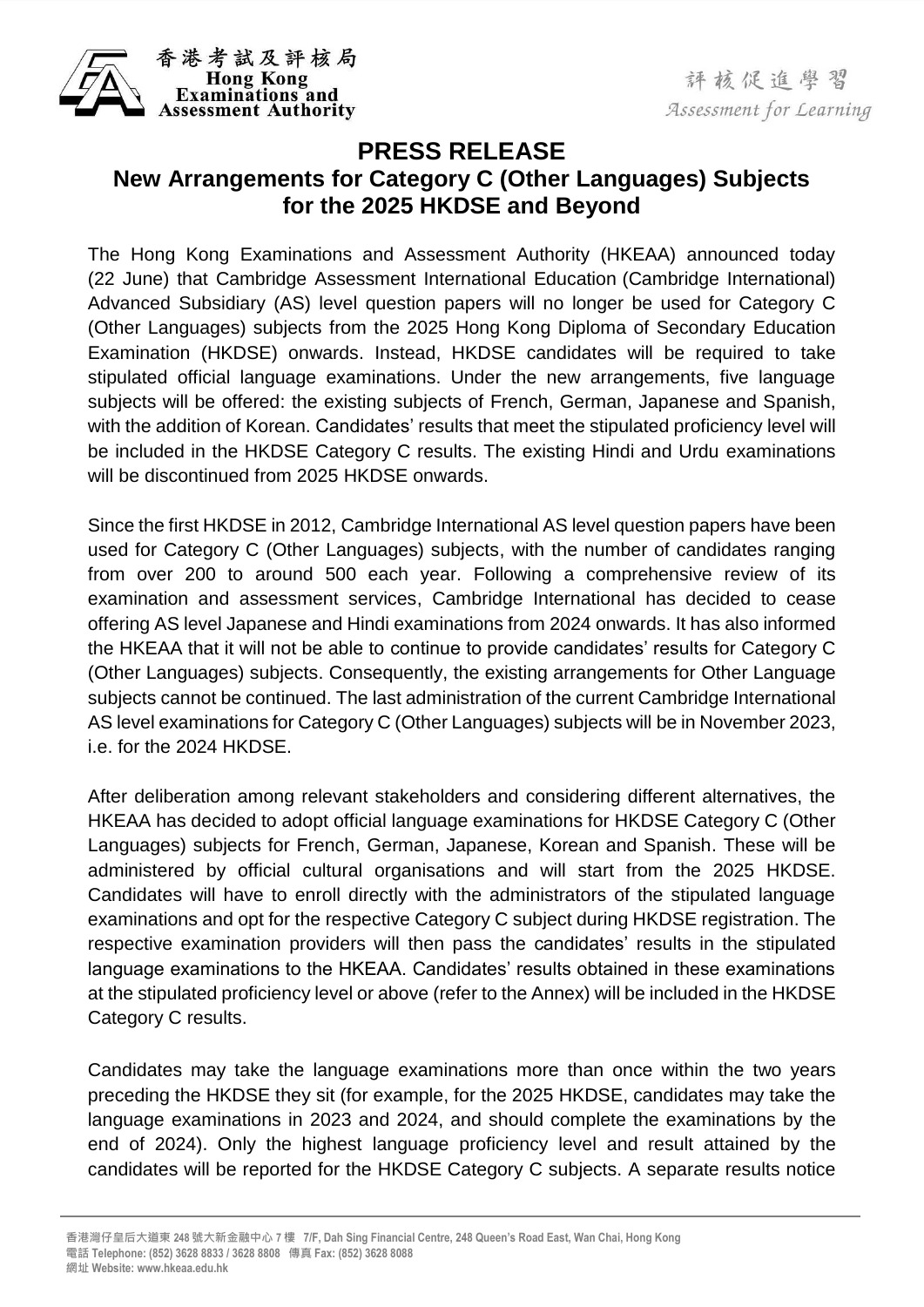# PRESS RELEASE

## New Arrangements for Category C (Other Languages) Subjects for the 2025 HKDSE and Beyond

The Hong Kong Examinations and Assessment Authority (HKEAA) announced today (22 June) that Cambridge Assessment International Education (Cambridge International) Advanced Subsidiary (AS) level question papers will no longer be used for Category C (Other Languages) subjects from the 2025 Hong Kong Diploma of Secondary Education Examination (HKDSE) onwards. Instead, HKDSE candidates will be required to take stipulated official language examinations. Under the new arrangements, five language subjects will be offered: the existing subjects of French, German, Japanese and Spanish, with the addition of Korean. Candidates' results that meet the stipulated proficiency level will be included in the HKDSE Category C results. The existing Hindi and Urdu examinations will be discontinued from 2025 HKDSE onwards.

Since the first HKDSE in 2012, Cambridge International AS level question papers have been used for Category C (Other Languages) subjects, with the number of candidates ranging from over 200 to around 500 each year. Following a comprehensive review of its examination and assessment services, Cambridge International has decided to cease offering AS level Japanese and Hindi examinations from 2024 onwards. It has also informed the HKEAA that it will not be able to continue to provide candidates' results for Category C (Other Languages) subjects. Consequently, the existing arrangements for Other Language subjects cannot be continued. The last administration of the current Cambridge International AS level examinations for Category C (Other Languages) subjects will be in November 2023, i.e. for the 2024 HKDSE.

After deliberation among relevant stakeholders and considering different alternatives, the HKEAA has decided to adopt official language examinations for HKDSE Category C (Other Languages) subjects for French, German, Japanese, Korean and Spanish. These will be administered by official cultural organisations and will start from the 2025 HKDSE. Candidates will have to enroll directly with the administrators of the stipulated language examinations and opt for the respective Category C subject during HKDSE registration. The respective examination providers will then pass the candidates' results in the stipulated language examinations to the HKEAA. Candidates' results obtained in these examinations at the stipulated proficiency level or above (refer to the Annex) will be included in the HKDSE Category C results.

Candidates may take the language examinations more than once within the two years preceding the HKDSE they sit (for example, for the 2025 HKDSE, candidates may take the language examinations in 2023 and 2024, and should complete the examinations by the end of 2024). Only the highest language proficiency level and result attained by the candidates will be reported for the HKDSE Category C subjects. A separate results notice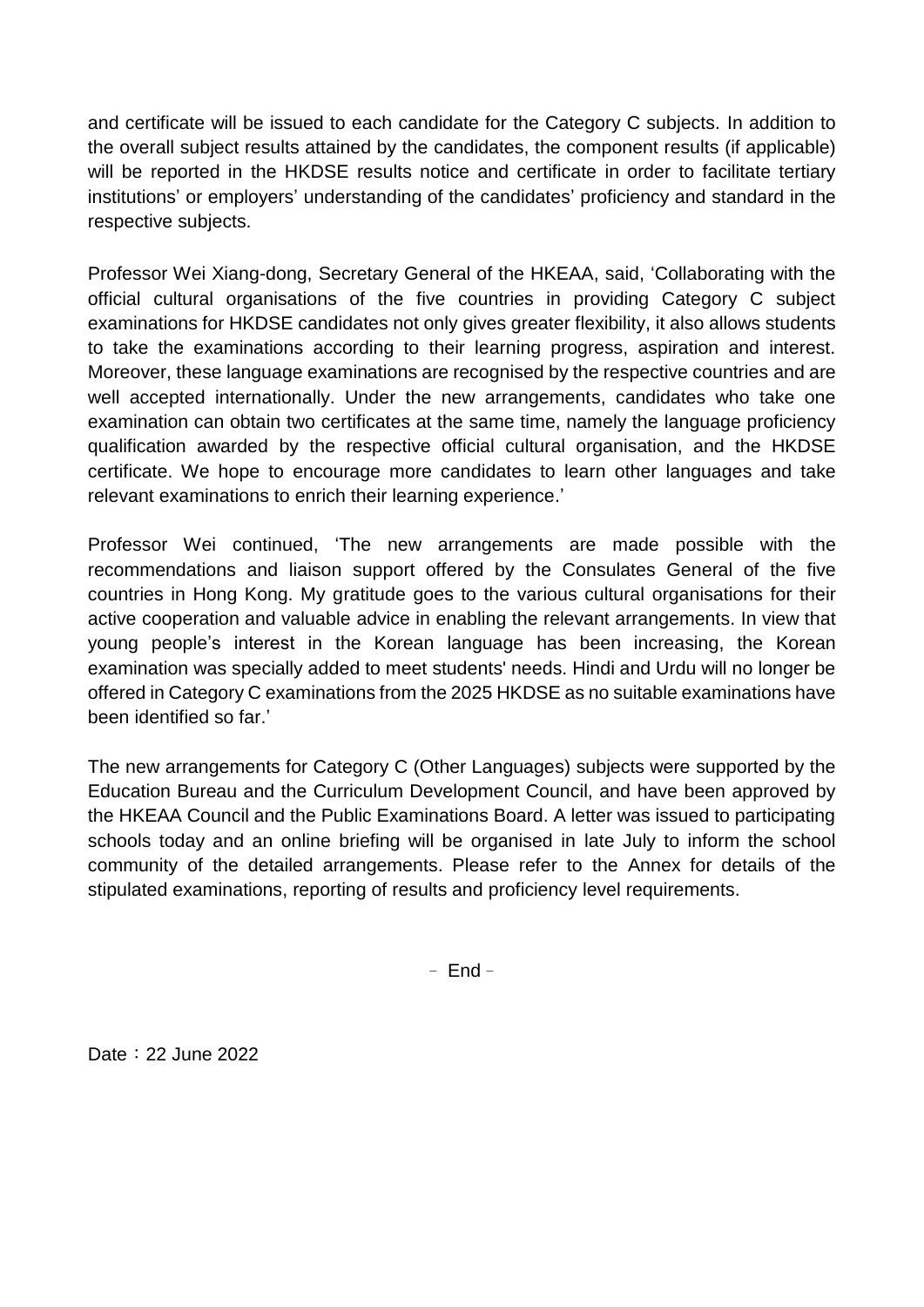and certificate will be issued to each candidate for the Category C subjects. In addition to the overall subject results attained by the candidates, the component results (if applicable) will be reported in the HKDSE results notice and certificate in order to facilitate tertiary institutions' or employers' understanding of the candidates' proficiency and standard in the respective subjects.

Professor Wei Xiang-dong, Secretary General of the HKEAA, said, 'Collaborating with the official cultural organisations of the five countries in providing Category C subject examinations for HKDSE candidates not only gives greater flexibility, it also allows students to take the examinations according to their learning progress, aspiration and interest. Moreover, these language examinations are recognised by the respective countries and are well accepted internationally. Under the new arrangements, candidates who take one examination can obtain two certificates at the same time, namely the language proficiency qualification awarded by the respective official cultural organisation, and the HKDSE certificate. We hope to encourage more candidates to learn other languages and take relevant examinations to enrich their learning experience.'

Professor Wei continued, 'The new arrangements are made possible with the recommendations and liaison support offered by the Consulates General of the five countries in Hong Kong. My gratitude goes to the various cultural organisations for their active cooperation and valuable advice in enabling the relevant arrangements. In view that young people's interest in the Korean language has been increasing, the Korean examination was specially added to meet students' needs. Hindi and Urdu will no longer be offered in Category C examinations from the 2025 HKDSE as no suitable examinations have been identified so far.'

The new arrangements for Category C (Other Languages) subjects were supported by the Education Bureau and the Curriculum Development Council, and have been approved by the HKEAA Council and the Public Examinations Board. A letter was issued to participating schools today and an online briefing will be organised in late July to inform the school community of the detailed arrangements. Please refer to the Annex for details of the stipulated examinations, reporting of results and proficiency level requirements.

– End –

Date：22 June 2022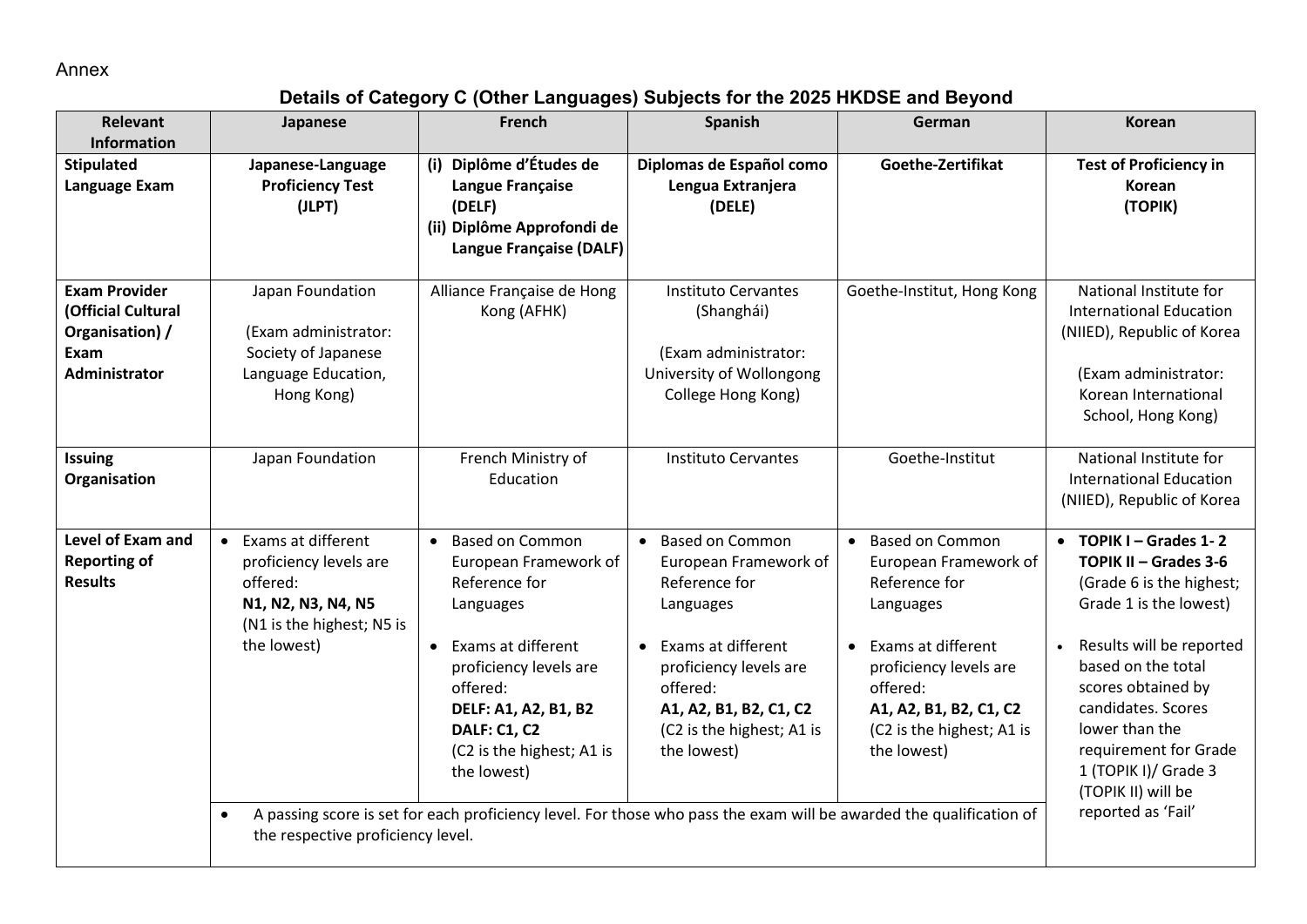Annex

## Details of Category C (Other Languages) Subjects for the 2025 HKDSE and Beyond

| Relevant Information | Japanese | French | Spanish | German | Korean |
|---|---|---|---|---|---|
| **Stipulated Language Exam** | **Japanese-Language Proficiency Test (JLPT)** | **(i) Diplôme d'Études de Langue Française (DELF)**<br>**(ii) Diplôme Approfondi de Langue Française (DALF)** | **Diplomas de Español como Lengua Extranjera (DELE)** | **Goethe-Zertifikat** | **Test of Proficiency in Korean (TOPIK)** |
| **Exam Provider (Official Cultural Organisation) / Exam Administrator** | Japan Foundation<br><br>(Exam administrator: Society of Japanese Language Education, Hong Kong) | Alliance Française de Hong Kong (AFHK) | Instituto Cervantes (Shanghái)<br><br>(Exam administrator: University of Wollongong College Hong Kong) | Goethe-Institut, Hong Kong | National Institute for International Education (NIIED), Republic of Korea<br><br>(Exam administrator: Korean International School, Hong Kong) |
| **Issuing Organisation** | Japan Foundation | French Ministry of Education | Instituto Cervantes | Goethe-Institut | National Institute for International Education (NIIED), Republic of Korea |
| **Level of Exam and Reporting of Results** | • Exams at different proficiency levels are offered: **N1, N2, N3, N4, N5** (N1 is the highest; N5 is the lowest) | • Based on Common European Framework of Reference for Languages<br><br>• Exams at different proficiency levels are offered:<br>**DELF: A1, A2, B1, B2**<br>**DALF: C1, C2**<br>(C2 is the highest; A1 is the lowest) | • Based on Common European Framework of Reference for Languages<br><br>• Exams at different proficiency levels are offered:<br>**A1, A2, B1, B2, C1, C2**<br>(C2 is the highest; A1 is the lowest) | • Based on Common European Framework of Reference for Languages<br><br>• Exams at different proficiency levels are offered:<br>**A1, A2, B1, B2, C1, C2**<br>(C2 is the highest; A1 is the lowest) | • **TOPIK I – Grades 1- 2**<br>**TOPIK II – Grades 3-6**<br>(Grade 6 is the highest; Grade 1 is the lowest)<br><br>• Results will be reported based on the total scores obtained by candidates. Scores lower than the requirement for Grade 1 (TOPIK I)/ Grade 3 (TOPIK II) will be reported as 'Fail' |
| | • A passing score is set for each proficiency level. For those who pass the exam will be awarded the qualification of the respective proficiency level. | | | | |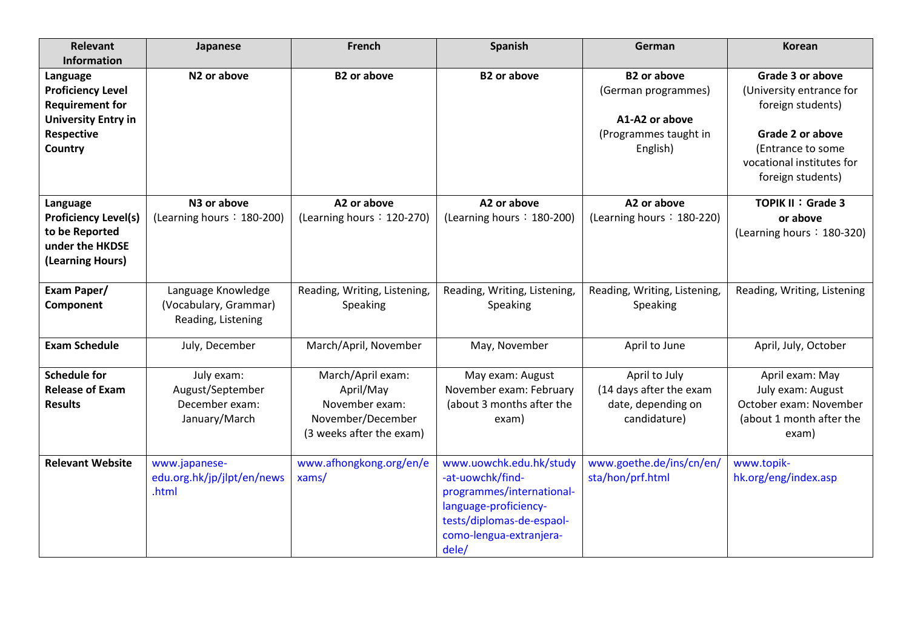| Relevant Information | Japanese | French | Spanish | German | Korean |
|---|---|---|---|---|---|
| **Language Proficiency Level Requirement for University Entry in Respective Country** | **N2 or above** | **B2 or above** | **B2 or above** | **B2 or above** (German programmes) **A1-A2 or above** (Programmes taught in English) | **Grade 3 or above** (University entrance for foreign students) **Grade 2 or above** (Entrance to some vocational institutes for foreign students) |
| **Language Proficiency Level(s) to be Reported under the HKDSE (Learning Hours)** | **N3 or above** (Learning hours：180-200) | **A2 or above** (Learning hours：120-270) | **A2 or above** (Learning hours：180-200) | **A2 or above** (Learning hours：180-220) | **TOPIK II：Grade 3 or above** (Learning hours：180-320) |
| **Exam Paper/ Component** | Language Knowledge (Vocabulary, Grammar) Reading, Listening | Reading, Writing, Listening, Speaking | Reading, Writing, Listening, Speaking | Reading, Writing, Listening, Speaking | Reading, Writing, Listening |
| **Exam Schedule** | July, December | March/April, November | May, November | April to June | April, July, October |
| **Schedule for Release of Exam Results** | July exam: August/September December exam: January/March | March/April exam: April/May November exam: November/December (3 weeks after the exam) | May exam: August November exam: February (about 3 months after the exam) | April to July (14 days after the exam date, depending on candidature) | April exam: May July exam: August October exam: November (about 1 month after the exam) |
| **Relevant Website** | www.japanese-edu.org.hk/jp/jlpt/en/news.html | www.afhongkong.org/en/exams/ | www.uowchk.edu.hk/study-at-uowchk/find-programmes/international-language-proficiency-tests/diplomas-de-espaol-como-lengua-extranjera-dele/ | www.goethe.de/ins/cn/en/sta/hon/prf.html | www.topik-hk.org/eng/index.asp |